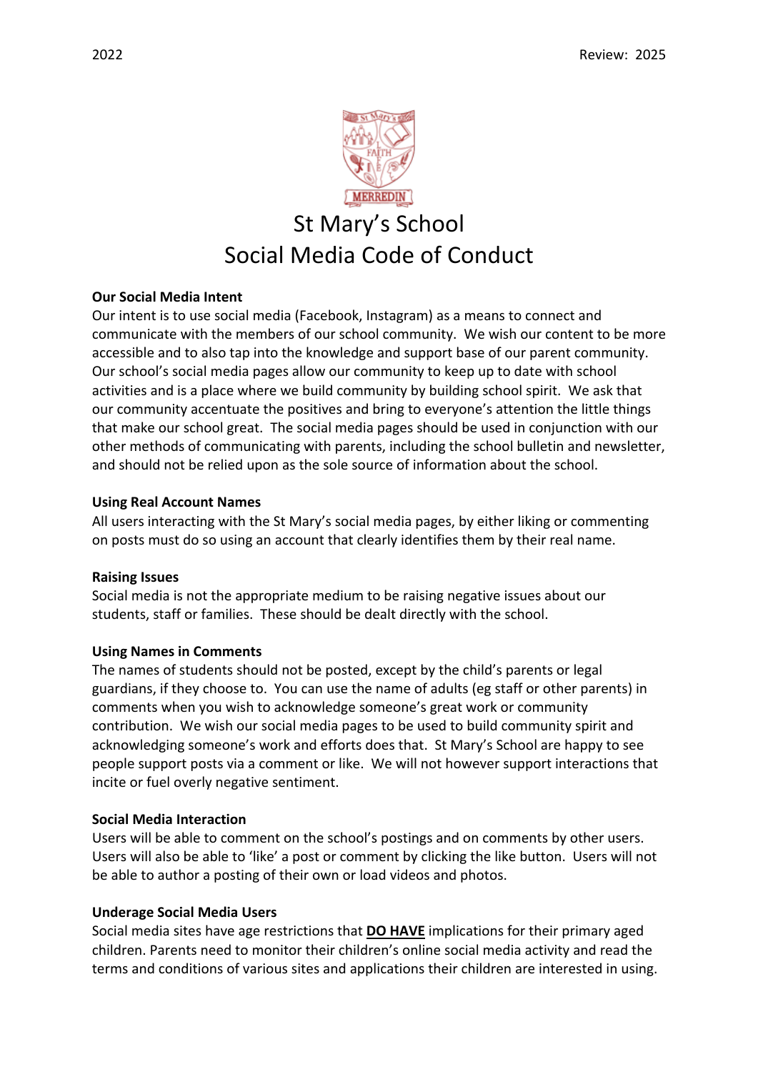2022 Review: 2025

# St Mary's School
# Social Media Code of Conduct

**Our Social Media Intent**

Our intent is to use social media (Facebook, Instagram) as a means to connect and communicate with the members of our school community. We wish our content to be more accessible and to also tap into the knowledge and support base of our parent community. Our school's social media pages allow our community to keep up to date with school activities and is a place where we build community by building school spirit. We ask that our community accentuate the positives and bring to everyone's attention the little things that make our school great. The social media pages should be used in conjunction with our other methods of communicating with parents, including the school bulletin and newsletter, and should not be relied upon as the sole source of information about the school.

**Using Real Account Names**

All users interacting with the St Mary's social media pages, by either liking or commenting on posts must do so using an account that clearly identifies them by their real name.

**Raising Issues**

Social media is not the appropriate medium to be raising negative issues about our students, staff or families. These should be dealt directly with the school.

**Using Names in Comments**

The names of students should not be posted, except by the child's parents or legal guardians, if they choose to. You can use the name of adults (eg staff or other parents) in comments when you wish to acknowledge someone's great work or community contribution. We wish our social media pages to be used to build community spirit and acknowledging someone's work and efforts does that. St Mary's School are happy to see people support posts via a comment or like. We will not however support interactions that incite or fuel overly negative sentiment.

**Social Media Interaction**

Users will be able to comment on the school's postings and on comments by other users. Users will also be able to 'like' a post or comment by clicking the like button. Users will not be able to author a posting of their own or load videos and photos.

**Underage Social Media Users**

Social media sites have age restrictions that **DO HAVE** implications for their primary aged children. Parents need to monitor their children's online social media activity and read the terms and conditions of various sites and applications their children are interested in using.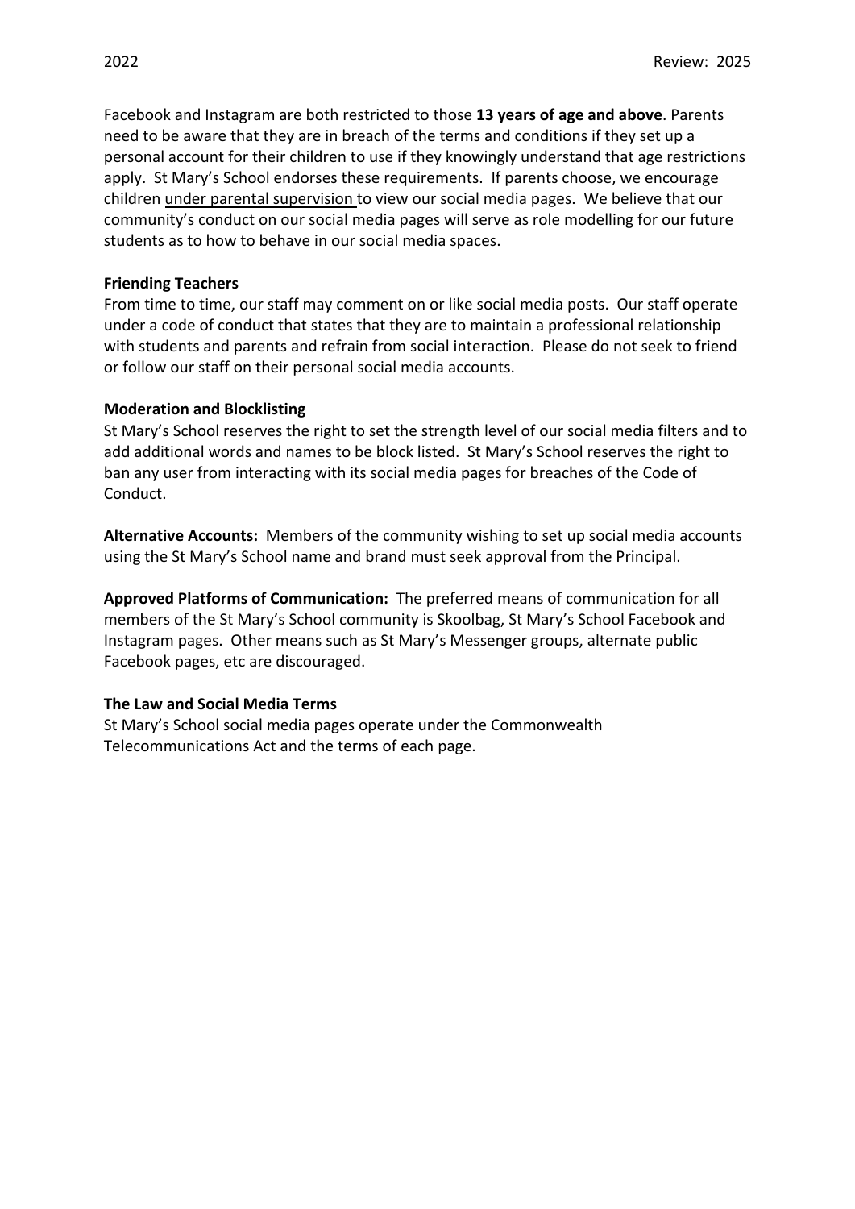Facebook and Instagram are both restricted to those **13 years of age and above**. Parents need to be aware that they are in breach of the terms and conditions if they set up a personal account for their children to use if they knowingly understand that age restrictions apply. St Mary's School endorses these requirements. If parents choose, we encourage children <u>under parental supervision</u> to view our social media pages. We believe that our community's conduct on our social media pages will serve as role modelling for our future students as to how to behave in our social media spaces.

**Friending Teachers**

From time to time, our staff may comment on or like social media posts. Our staff operate under a code of conduct that states that they are to maintain a professional relationship with students and parents and refrain from social interaction. Please do not seek to friend or follow our staff on their personal social media accounts.

**Moderation and Blocklisting**

St Mary's School reserves the right to set the strength level of our social media filters and to add additional words and names to be block listed. St Mary's School reserves the right to ban any user from interacting with its social media pages for breaches of the Code of Conduct.

**Alternative Accounts:** Members of the community wishing to set up social media accounts using the St Mary's School name and brand must seek approval from the Principal.

**Approved Platforms of Communication:** The preferred means of communication for all members of the St Mary's School community is Skoolbag, St Mary's School Facebook and Instagram pages. Other means such as St Mary's Messenger groups, alternate public Facebook pages, etc are discouraged.

**The Law and Social Media Terms**

St Mary's School social media pages operate under the Commonwealth Telecommunications Act and the terms of each page.